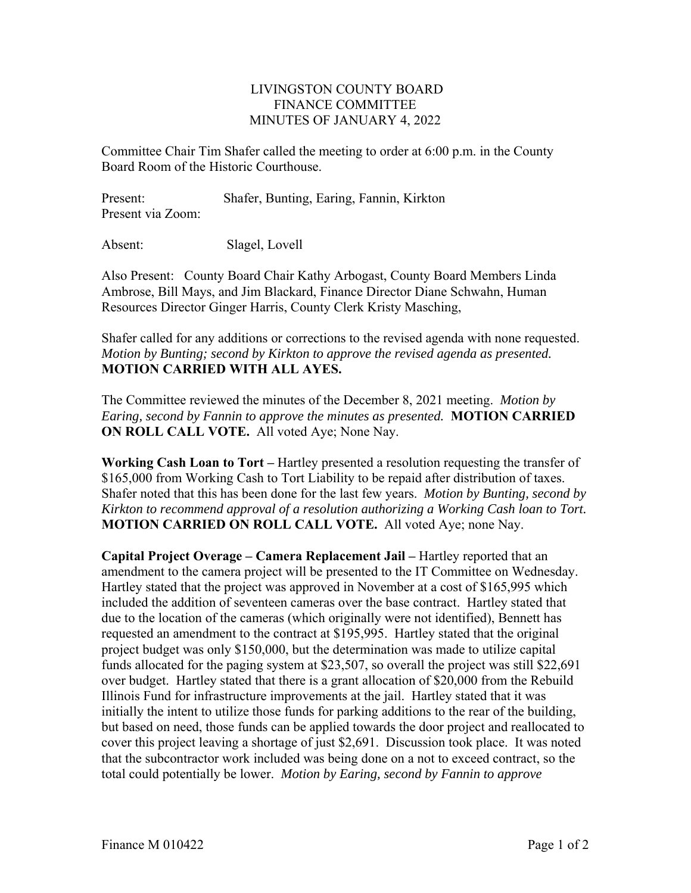# LIVINGSTON COUNTY BOARD
## FINANCE COMMITTEE
### MINUTES OF JANUARY 4, 2022

Committee Chair Tim Shafer called the meeting to order at 6:00 p.m. in the County Board Room of the Historic Courthouse.

Present: Shafer, Bunting, Earing, Fannin, Kirkton
Present via Zoom:

Absent: Slagel, Lovell

Also Present: County Board Chair Kathy Arbogast, County Board Members Linda Ambrose, Bill Mays, and Jim Blackard, Finance Director Diane Schwahn, Human Resources Director Ginger Harris, County Clerk Kristy Masching,

Shafer called for any additions or corrections to the revised agenda with none requested. *Motion by Bunting; second by Kirkton to approve the revised agenda as presented.* **MOTION CARRIED WITH ALL AYES.**

The Committee reviewed the minutes of the December 8, 2021 meeting. *Motion by Earing, second by Fannin to approve the minutes as presented.* **MOTION CARRIED ON ROLL CALL VOTE.** All voted Aye; None Nay.

**Working Cash Loan to Tort –** Hartley presented a resolution requesting the transfer of $165,000 from Working Cash to Tort Liability to be repaid after distribution of taxes. Shafer noted that this has been done for the last few years. *Motion by Bunting, second by Kirkton to recommend approval of a resolution authorizing a Working Cash loan to Tort.* **MOTION CARRIED ON ROLL CALL VOTE.** All voted Aye; none Nay.

**Capital Project Overage – Camera Replacement Jail –** Hartley reported that an amendment to the camera project will be presented to the IT Committee on Wednesday. Hartley stated that the project was approved in November at a cost of $165,995 which included the addition of seventeen cameras over the base contract. Hartley stated that due to the location of the cameras (which originally were not identified), Bennett has requested an amendment to the contract at $195,995. Hartley stated that the original project budget was only $150,000, but the determination was made to utilize capital funds allocated for the paging system at $23,507, so overall the project was still $22,691 over budget. Hartley stated that there is a grant allocation of $20,000 from the Rebuild Illinois Fund for infrastructure improvements at the jail. Hartley stated that it was initially the intent to utilize those funds for parking additions to the rear of the building, but based on need, those funds can be applied towards the door project and reallocated to cover this project leaving a shortage of just $2,691. Discussion took place. It was noted that the subcontractor work included was being done on a not to exceed contract, so the total could potentially be lower. *Motion by Earing, second by Fannin to approve*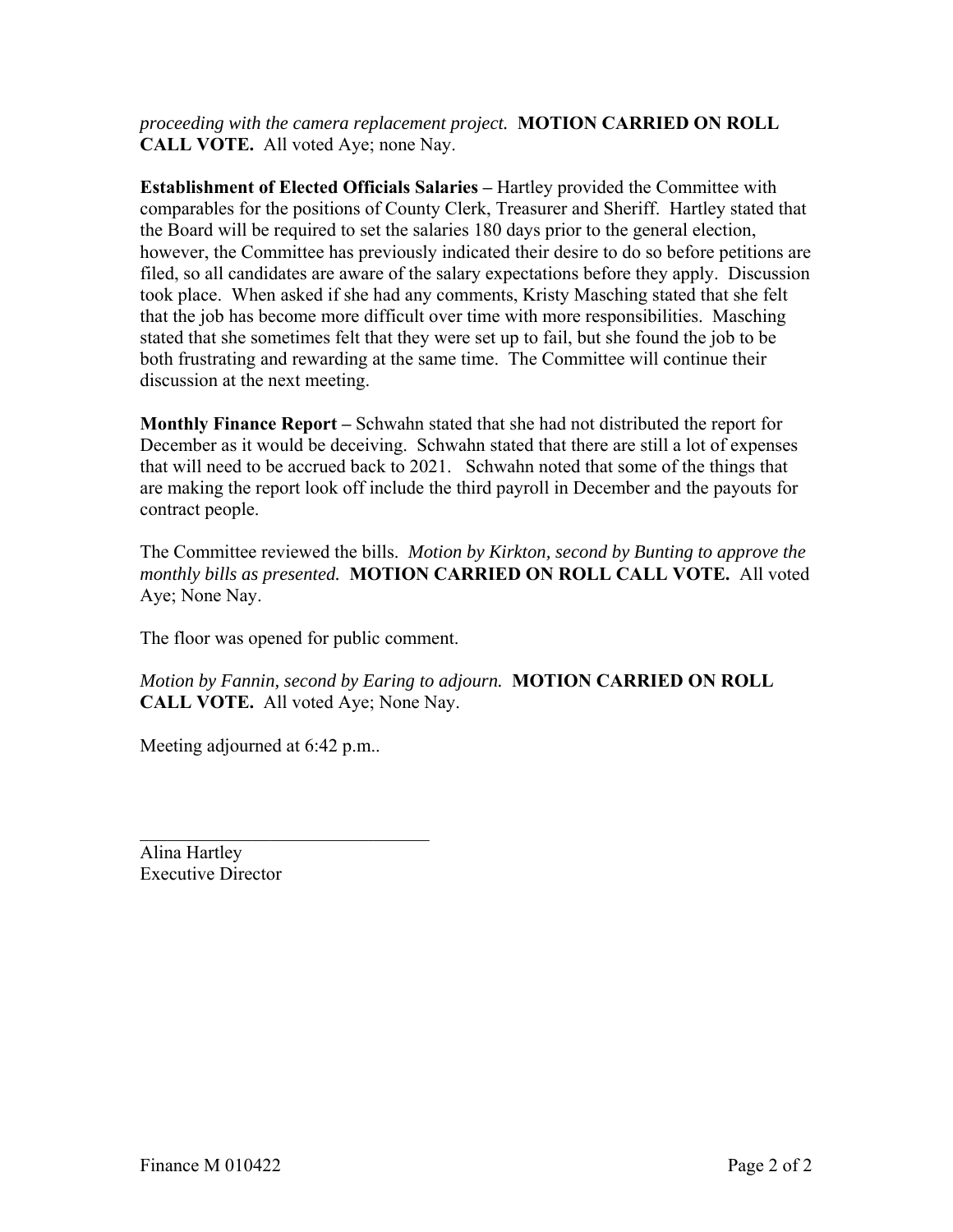*proceeding with the camera replacement project.* **MOTION CARRIED ON ROLL CALL VOTE.** All voted Aye; none Nay.

**Establishment of Elected Officials Salaries –** Hartley provided the Committee with comparables for the positions of County Clerk, Treasurer and Sheriff. Hartley stated that the Board will be required to set the salaries 180 days prior to the general election, however, the Committee has previously indicated their desire to do so before petitions are filed, so all candidates are aware of the salary expectations before they apply. Discussion took place. When asked if she had any comments, Kristy Masching stated that she felt that the job has become more difficult over time with more responsibilities. Masching stated that she sometimes felt that they were set up to fail, but she found the job to be both frustrating and rewarding at the same time. The Committee will continue their discussion at the next meeting.

**Monthly Finance Report –** Schwahn stated that she had not distributed the report for December as it would be deceiving. Schwahn stated that there are still a lot of expenses that will need to be accrued back to 2021. Schwahn noted that some of the things that are making the report look off include the third payroll in December and the payouts for contract people.

The Committee reviewed the bills. *Motion by Kirkton, second by Bunting to approve the monthly bills as presented.* **MOTION CARRIED ON ROLL CALL VOTE.** All voted Aye; None Nay.

The floor was opened for public comment.

*Motion by Fannin, second by Earing to adjourn.* **MOTION CARRIED ON ROLL CALL VOTE.** All voted Aye; None Nay.

Meeting adjourned at 6:42 p.m..

\_\_\_\_\_\_\_\_\_\_\_\_\_\_\_\_\_\_\_\_\_\_\_\_\_\_\_\_\_\_\_\_

Alina Hartley
Executive Director

Finance M 010422